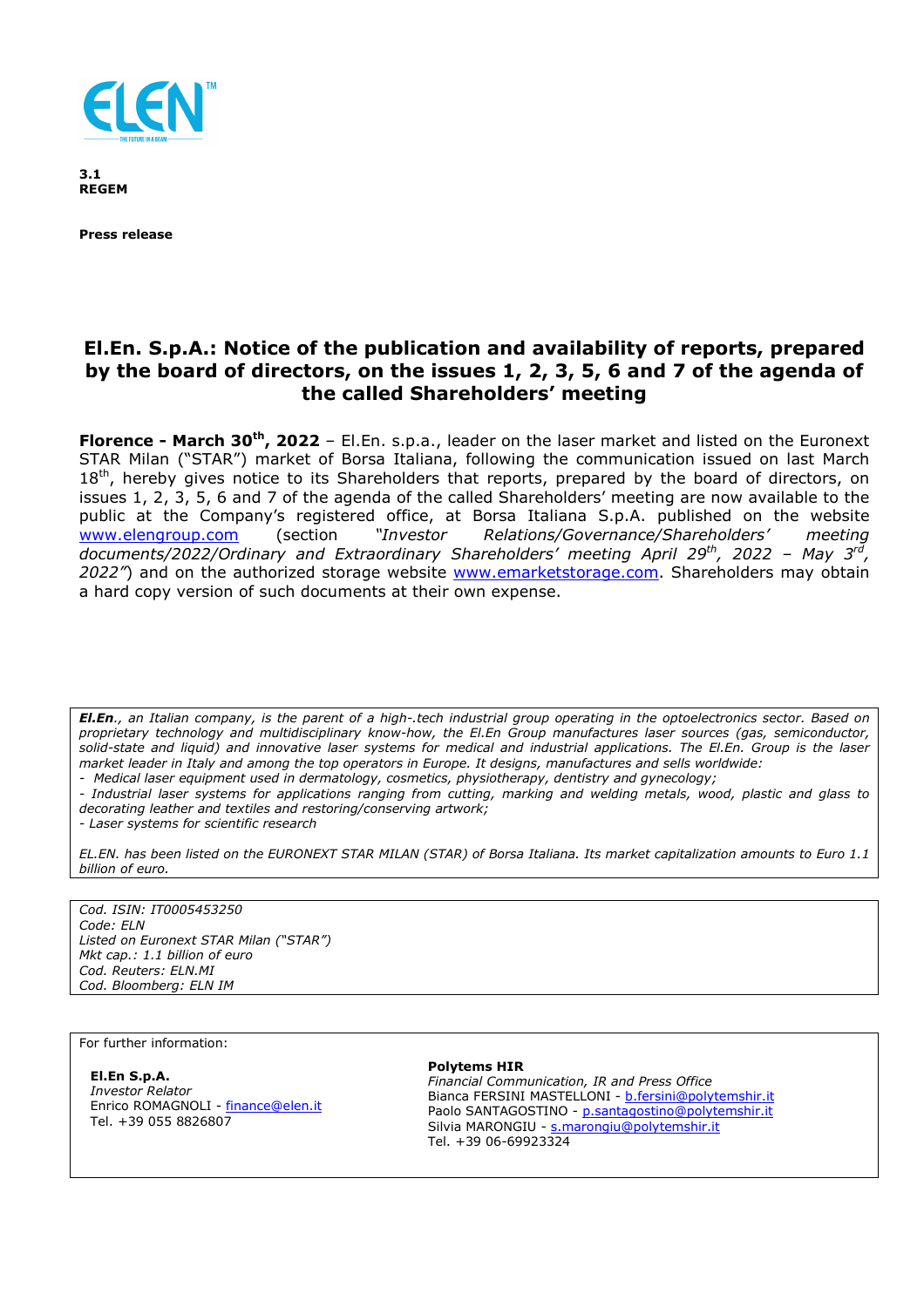**3.1**
**REGEM**

**Press release**

# El.En. S.p.A.: Notice of the publication and availability of reports, prepared by the board of directors, on the issues 1, 2, 3, 5, 6 and 7 of the agenda of the called Shareholders' meeting

**Florence - March 30th, 2022** – El.En. s.p.a., leader on the laser market and listed on the Euronext STAR Milan ("STAR") market of Borsa Italiana, following the communication issued on last March 18th, hereby gives notice to its Shareholders that reports, prepared by the board of directors, on issues 1, 2, 3, 5, 6 and 7 of the agenda of the called Shareholders' meeting are now available to the public at the Company's registered office, at Borsa Italiana S.p.A. published on the website www.elengroup.com (section *"Investor Relations/Governance/Shareholders' meeting documents/2022/Ordinary and Extraordinary Shareholders' meeting April 29th, 2022 – May 3rd, 2022"*) and on the authorized storage website www.emarketstorage.com. Shareholders may obtain a hard copy version of such documents at their own expense.

***El.En.**, an Italian company, is the parent of a high-.tech industrial group operating in the optoelectronics sector. Based on proprietary technology and multidisciplinary know-how, the El.En Group manufactures laser sources (gas, semiconductor, solid-state and liquid) and innovative laser systems for medical and industrial applications. The El.En. Group is the laser market leader in Italy and among the top operators in Europe. It designs, manufactures and sells worldwide:*
- *Medical laser equipment used in dermatology, cosmetics, physiotherapy, dentistry and gynecology;*
- *Industrial laser systems for applications ranging from cutting, marking and welding metals, wood, plastic and glass to decorating leather and textiles and restoring/conserving artwork;*
- *Laser systems for scientific research*

*EL.EN. has been listed on the EURONEXT STAR MILAN (STAR) of Borsa Italiana. Its market capitalization amounts to Euro 1.1 billion of euro.*

*Cod. ISIN: IT0005453250*
*Code: ELN*
*Listed on Euronext STAR Milan ("STAR")*
*Mkt cap.: 1.1 billion of euro*
*Cod. Reuters: ELN.MI*
*Cod. Bloomberg: ELN IM*

For further information:

**El.En S.p.A.**
*Investor Relator*
Enrico ROMAGNOLI - finance@elen.it
Tel. +39 055 8826807

**Polytems HIR**
*Financial Communication, IR and Press Office*
Bianca FERSINI MASTELLONI - b.fersini@polytemshir.it
Paolo SANTAGOSTINO - p.santagostino@polytemshir.it
Silvia MARONGIU - s.marongiu@polytemshir.it
Tel. +39 06-69923324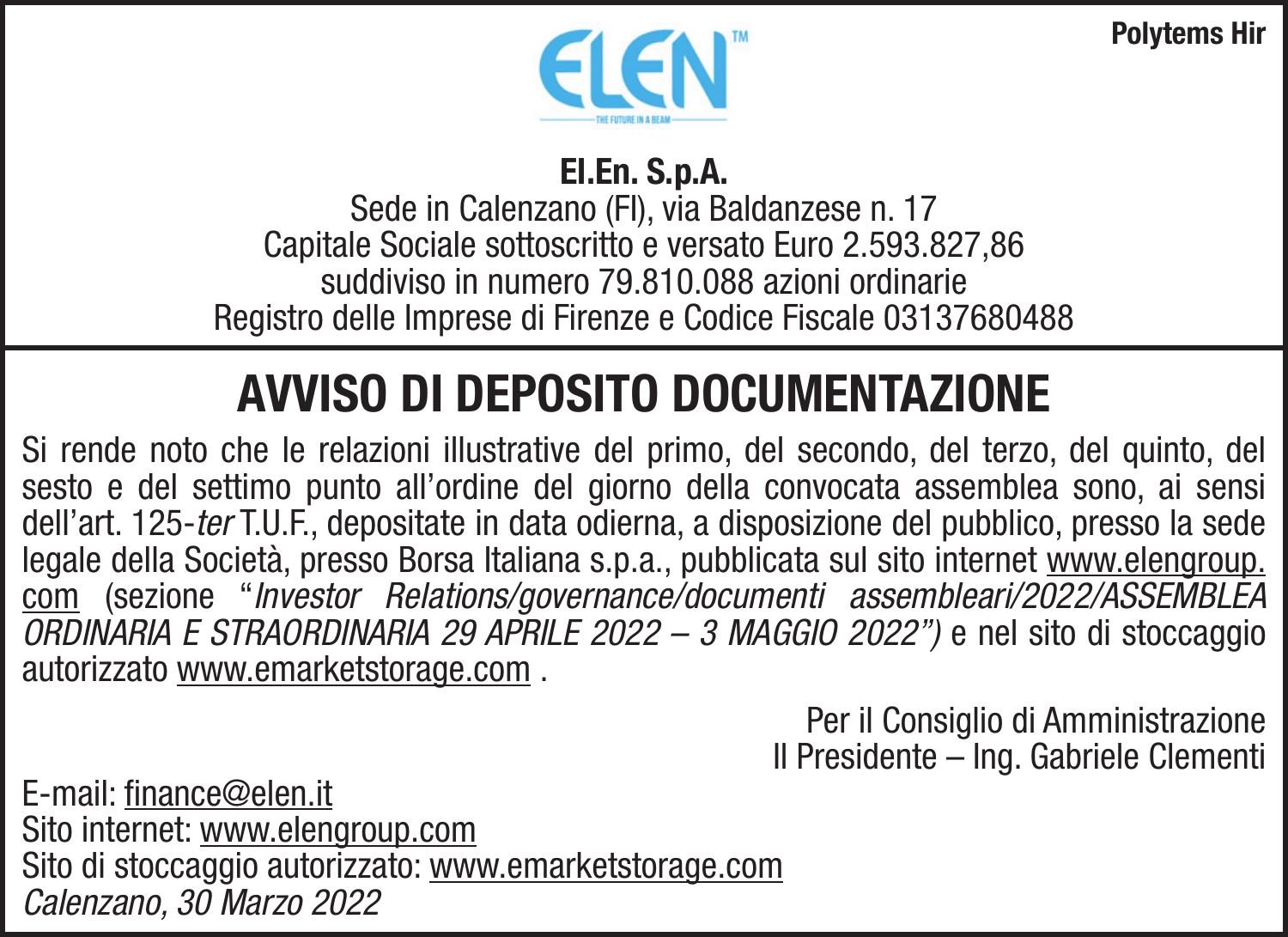Polytems Hir

ELEN™

THE FUTURE IN A BEAM

**El.En. S.p.A.**

Sede in Calenzano (FI), via Baldanzese n. 17
Capitale Sociale sottoscritto e versato Euro 2.593.827,86
suddiviso in numero 79.810.088 azioni ordinarie
Registro delle Imprese di Firenze e Codice Fiscale 03137680488

# AVVISO DI DEPOSITO DOCUMENTAZIONE

Si rende noto che le relazioni illustrative del primo, del secondo, del terzo, del quinto, del sesto e del settimo punto all'ordine del giorno della convocata assemblea sono, ai sensi dell'art. 125-*ter* T.U.F., depositate in data odierna, a disposizione del pubblico, presso la sede legale della Società, presso Borsa Italiana s.p.a., pubblicata sul sito internet www.elengroup.com (sezione "*Investor Relations/governance/documenti assembleari/2022/ASSEMBLEA ORDINARIA E STRAORDINARIA 29 APRILE 2022 – 3 MAGGIO 2022")* e nel sito di stoccaggio autorizzato www.emarketstorage.com .

Per il Consiglio di Amministrazione
Il Presidente – Ing. Gabriele Clementi

E-mail: finance@elen.it
Sito internet: www.elengroup.com
Sito di stoccaggio autorizzato: www.emarketstorage.com
*Calenzano, 30 Marzo 2022*